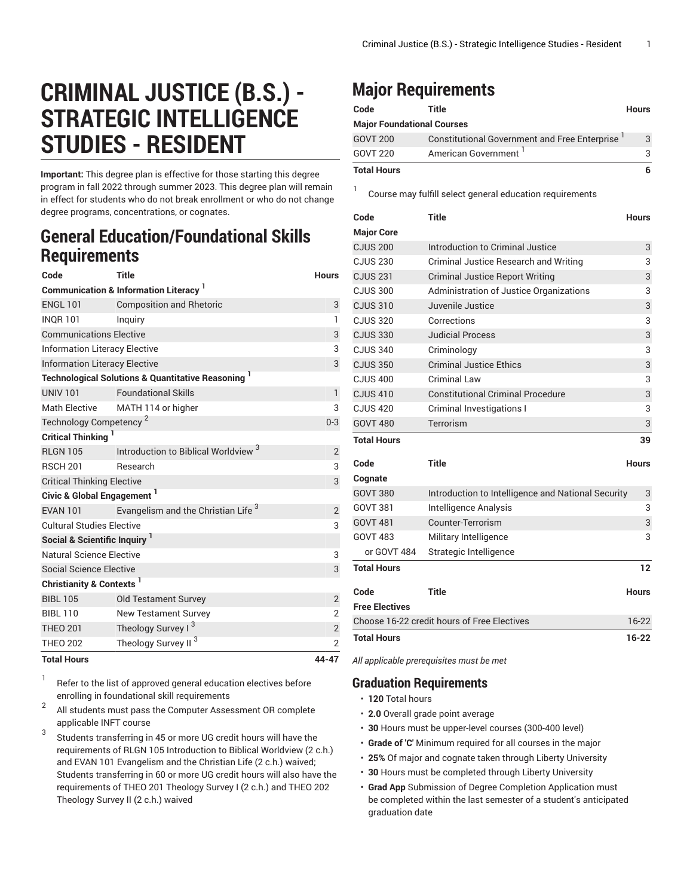# CRIMINAL JUSTICE (B.S.) - STRATEGIC INTELLIGENCE STUDIES - RESIDENT

**Important:** This degree plan is effective for those starting this degree program in fall 2022 through summer 2023. This degree plan will remain in effect for students who do not break enrollment or who do not change degree programs, concentrations, or cognates.

## General Education/Foundational Skills Requirements

| Code | Title | Hours |
|---|---|---|
| **Communication & Information Literacy** [1] | | |
| ENGL 101 | Composition and Rhetoric | 3 |
| INQR 101 | Inquiry | 1 |
| Communications Elective | | 3 |
| Information Literacy Elective | | 3 |
| Information Literacy Elective | | 3 |
| **Technological Solutions & Quantitative Reasoning** [1] | | |
| UNIV 101 | Foundational Skills | 1 |
| Math Elective | MATH 114 or higher | 3 |
| Technology Competency [2] | | 0-3 |
| **Critical Thinking** [1] | | |
| RLGN 105 | Introduction to Biblical Worldview [3] | 2 |
| RSCH 201 | Research | 3 |
| Critical Thinking Elective | | 3 |
| **Civic & Global Engagement** [1] | | |
| EVAN 101 | Evangelism and the Christian Life [3] | 2 |
| Cultural Studies Elective | | 3 |
| **Social & Scientific Inquiry** [1] | | |
| Natural Science Elective | | 3 |
| Social Science Elective | | 3 |
| **Christianity & Contexts** [1] | | |
| BIBL 105 | Old Testament Survey | 2 |
| BIBL 110 | New Testament Survey | 2 |
| THEO 201 | Theology Survey I [3] | 2 |
| THEO 202 | Theology Survey II [3] | 2 |
| **Total Hours** | | **44-47** |

1. Refer to the list of approved general education electives before enrolling in foundational skill requirements
2. All students must pass the Computer Assessment OR complete applicable INFT course
3. Students transferring in 45 or more UG credit hours will have the requirements of RLGN 105 Introduction to Biblical Worldview (2 c.h.) and EVAN 101 Evangelism and the Christian Life (2 c.h.) waived; Students transferring in 60 or more UG credit hours will also have the requirements of THEO 201 Theology Survey I (2 c.h.) and THEO 202 Theology Survey II (2 c.h.) waived

## Major Requirements

| Code | Title | Hours |
|---|---|---|
| **Major Foundational Courses** | | |
| GOVT 200 | Constitutional Government and Free Enterprise [1] | 3 |
| GOVT 220 | American Government [1] | 3 |
| **Total Hours** | | **6** |

1. Course may fulfill select general education requirements

| Code | Title | Hours |
|---|---|---|
| **Major Core** | | |
| CJUS 200 | Introduction to Criminal Justice | 3 |
| CJUS 230 | Criminal Justice Research and Writing | 3 |
| CJUS 231 | Criminal Justice Report Writing | 3 |
| CJUS 300 | Administration of Justice Organizations | 3 |
| CJUS 310 | Juvenile Justice | 3 |
| CJUS 320 | Corrections | 3 |
| CJUS 330 | Judicial Process | 3 |
| CJUS 340 | Criminology | 3 |
| CJUS 350 | Criminal Justice Ethics | 3 |
| CJUS 400 | Criminal Law | 3 |
| CJUS 410 | Constitutional Criminal Procedure | 3 |
| CJUS 420 | Criminal Investigations I | 3 |
| GOVT 480 | Terrorism | 3 |
| **Total Hours** | | **39** |

| Code | Title | Hours |
|---|---|---|
| **Cognate** | | |
| GOVT 380 | Introduction to Intelligence and National Security | 3 |
| GOVT 381 | Intelligence Analysis | 3 |
| GOVT 481 | Counter-Terrorism | 3 |
| GOVT 483 | Military Intelligence | 3 |
| or GOVT 484 | Strategic Intelligence | |
| **Total Hours** | | **12** |

| Code | Title | Hours |
|---|---|---|
| **Free Electives** | | |
| Choose 16-22 credit hours of Free Electives | | 16-22 |
| **Total Hours** | | **16-22** |

*All applicable prerequisites must be met*

## Graduation Requirements

- **120** Total hours
- **2.0** Overall grade point average
- **30** Hours must be upper-level courses (300-400 level)
- **Grade of 'C'** Minimum required for all courses in the major
- **25%** Of major and cognate taken through Liberty University
- **30** Hours must be completed through Liberty University
- **Grad App** Submission of Degree Completion Application must be completed within the last semester of a student's anticipated graduation date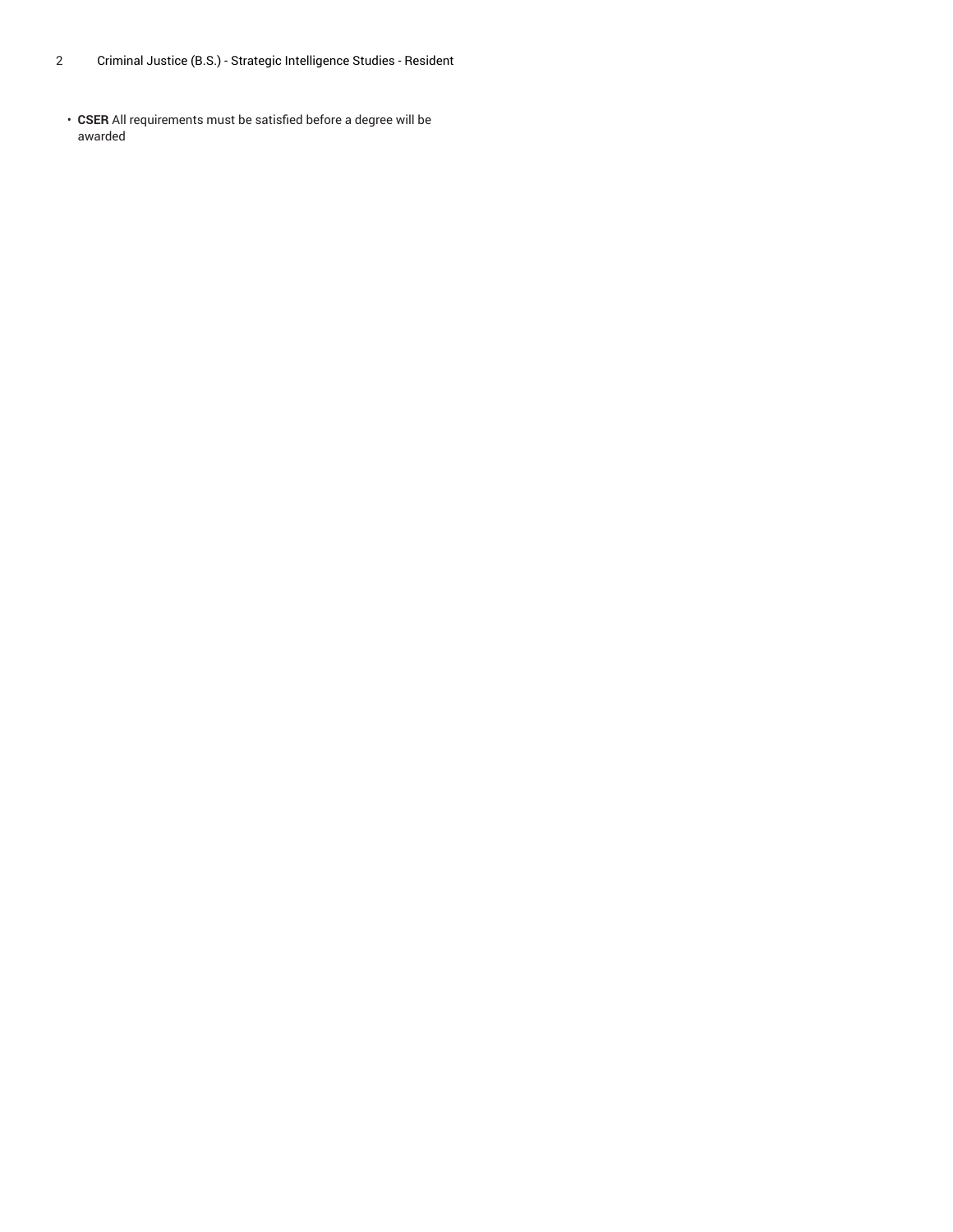- **CSER** All requirements must be satisfied before a degree will be awarded